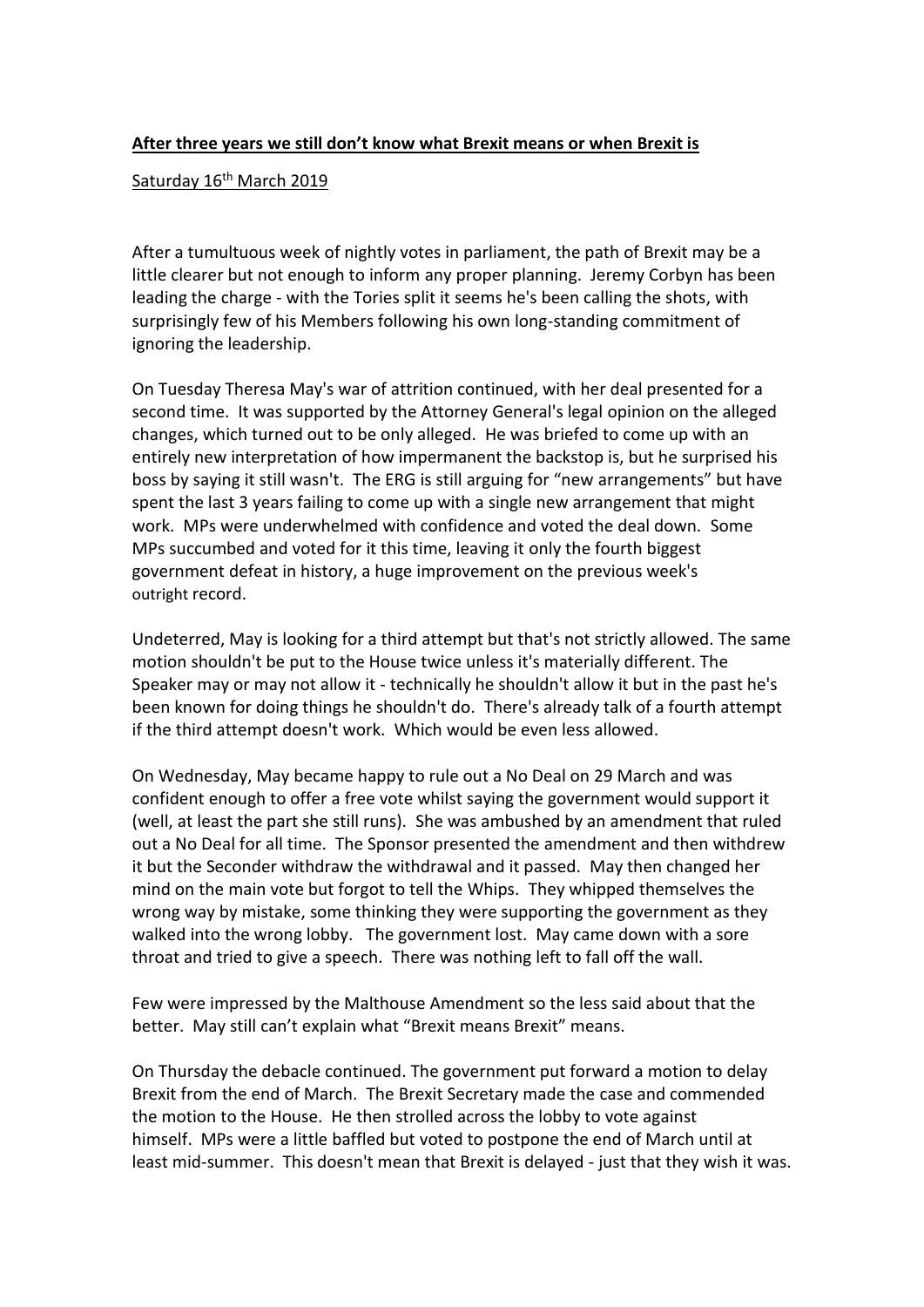**After three years we still don't know what Brexit means or when Brexit is**

Saturday 16th March 2019

After a tumultuous week of nightly votes in parliament, the path of Brexit may be a little clearer but not enough to inform any proper planning. Jeremy Corbyn has been leading the charge - with the Tories split it seems he's been calling the shots, with surprisingly few of his Members following his own long-standing commitment of ignoring the leadership.

On Tuesday Theresa May's war of attrition continued, with her deal presented for a second time. It was supported by the Attorney General's legal opinion on the alleged changes, which turned out to be only alleged. He was briefed to come up with an entirely new interpretation of how impermanent the backstop is, but he surprised his boss by saying it still wasn't. The ERG is still arguing for "new arrangements" but have spent the last 3 years failing to come up with a single new arrangement that might work. MPs were underwhelmed with confidence and voted the deal down. Some MPs succumbed and voted for it this time, leaving it only the fourth biggest government defeat in history, a huge improvement on the previous week's outright record.

Undeterred, May is looking for a third attempt but that's not strictly allowed. The same motion shouldn't be put to the House twice unless it's materially different. The Speaker may or may not allow it - technically he shouldn't allow it but in the past he's been known for doing things he shouldn't do. There's already talk of a fourth attempt if the third attempt doesn't work. Which would be even less allowed.

On Wednesday, May became happy to rule out a No Deal on 29 March and was confident enough to offer a free vote whilst saying the government would support it (well, at least the part she still runs). She was ambushed by an amendment that ruled out a No Deal for all time. The Sponsor presented the amendment and then withdrew it but the Seconder withdraw the withdrawal and it passed. May then changed her mind on the main vote but forgot to tell the Whips. They whipped themselves the wrong way by mistake, some thinking they were supporting the government as they walked into the wrong lobby. The government lost. May came down with a sore throat and tried to give a speech. There was nothing left to fall off the wall.

Few were impressed by the Malthouse Amendment so the less said about that the better. May still can't explain what "Brexit means Brexit" means.

On Thursday the debacle continued. The government put forward a motion to delay Brexit from the end of March. The Brexit Secretary made the case and commended the motion to the House. He then strolled across the lobby to vote against himself. MPs were a little baffled but voted to postpone the end of March until at least mid-summer. This doesn't mean that Brexit is delayed - just that they wish it was.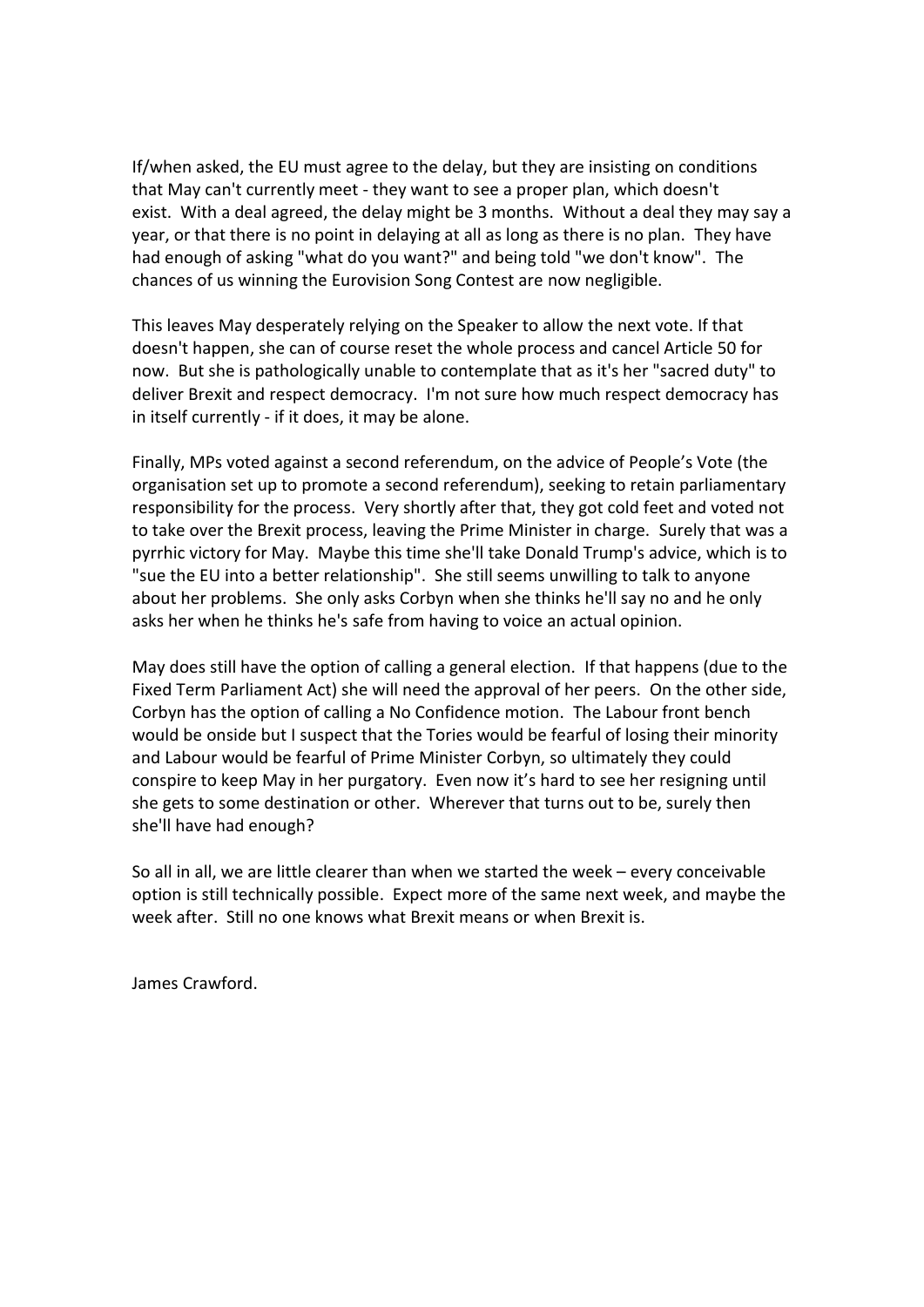If/when asked, the EU must agree to the delay, but they are insisting on conditions that May can't currently meet - they want to see a proper plan, which doesn't exist. With a deal agreed, the delay might be 3 months. Without a deal they may say a year, or that there is no point in delaying at all as long as there is no plan. They have had enough of asking "what do you want?" and being told "we don't know". The chances of us winning the Eurovision Song Contest are now negligible.

This leaves May desperately relying on the Speaker to allow the next vote. If that doesn't happen, she can of course reset the whole process and cancel Article 50 for now. But she is pathologically unable to contemplate that as it's her "sacred duty" to deliver Brexit and respect democracy. I'm not sure how much respect democracy has in itself currently - if it does, it may be alone.

Finally, MPs voted against a second referendum, on the advice of People's Vote (the organisation set up to promote a second referendum), seeking to retain parliamentary responsibility for the process. Very shortly after that, they got cold feet and voted not to take over the Brexit process, leaving the Prime Minister in charge. Surely that was a pyrrhic victory for May. Maybe this time she'll take Donald Trump's advice, which is to "sue the EU into a better relationship". She still seems unwilling to talk to anyone about her problems. She only asks Corbyn when she thinks he'll say no and he only asks her when he thinks he's safe from having to voice an actual opinion.

May does still have the option of calling a general election. If that happens (due to the Fixed Term Parliament Act) she will need the approval of her peers. On the other side, Corbyn has the option of calling a No Confidence motion. The Labour front bench would be onside but I suspect that the Tories would be fearful of losing their minority and Labour would be fearful of Prime Minister Corbyn, so ultimately they could conspire to keep May in her purgatory. Even now it's hard to see her resigning until she gets to some destination or other. Wherever that turns out to be, surely then she'll have had enough?

So all in all, we are little clearer than when we started the week – every conceivable option is still technically possible. Expect more of the same next week, and maybe the week after. Still no one knows what Brexit means or when Brexit is.

James Crawford.